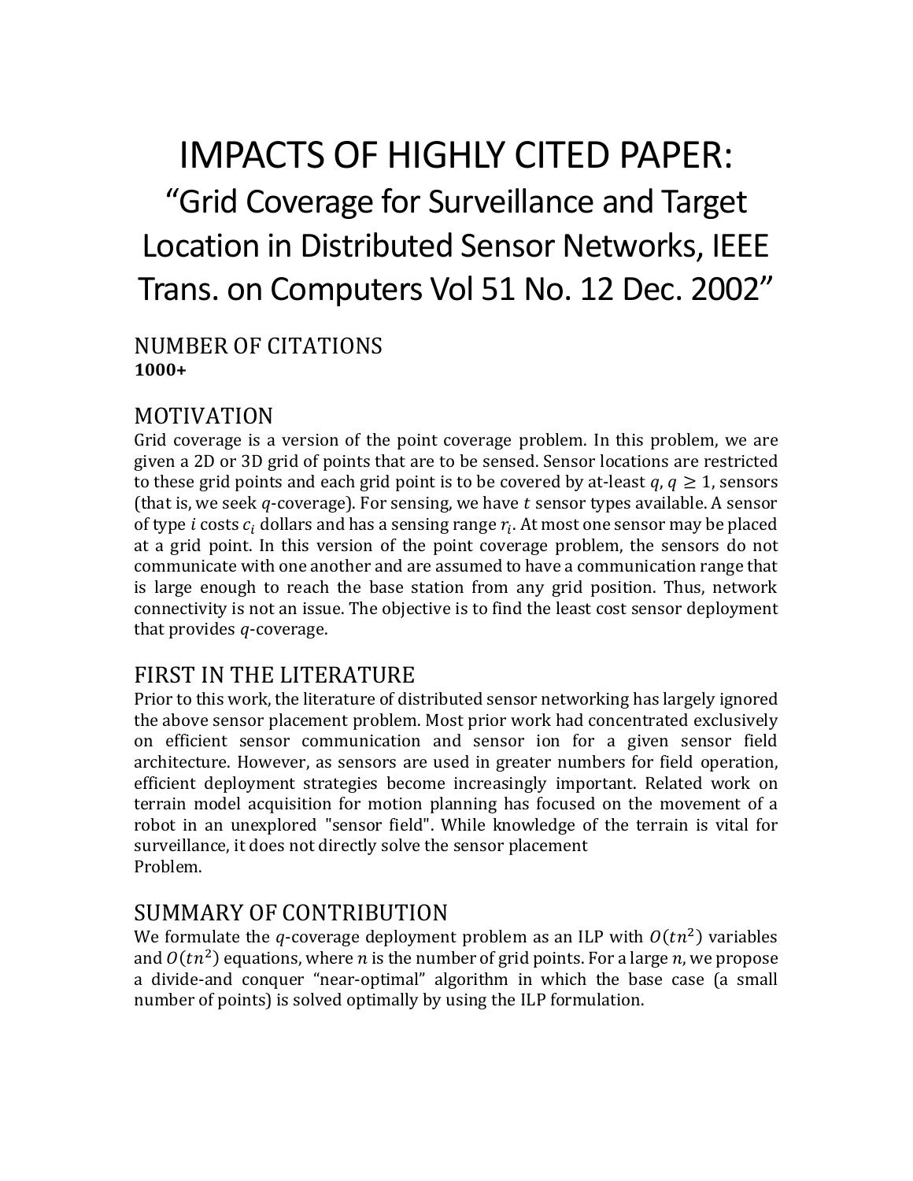# IMPACTS OF HIGHLY CITED PAPER:

## "Grid Coverage for Surveillance and Target Location in Distributed Sensor Networks, IEEE Trans. on Computers Vol 51 No. 12 Dec. 2002"

## NUMBER OF CITATIONS

**1000+**

## MOTIVATION

Grid coverage is a version of the point coverage problem. In this problem, we are given a 2D or 3D grid of points that are to be sensed. Sensor locations are restricted to these grid points and each grid point is to be covered by at-least $q$, $q \geq 1$, sensors (that is, we seek $q$-coverage). For sensing, we have $t$ sensor types available. A sensor of type $i$ costs $c_i$ dollars and has a sensing range $r_i$. At most one sensor may be placed at a grid point. In this version of the point coverage problem, the sensors do not communicate with one another and are assumed to have a communication range that is large enough to reach the base station from any grid position. Thus, network connectivity is not an issue. The objective is to find the least cost sensor deployment that provides $q$-coverage.

## FIRST IN THE LITERATURE

Prior to this work, the literature of distributed sensor networking has largely ignored the above sensor placement problem. Most prior work had concentrated exclusively on efficient sensor communication and sensor ion for a given sensor field architecture. However, as sensors are used in greater numbers for field operation, efficient deployment strategies become increasingly important. Related work on terrain model acquisition for motion planning has focused on the movement of a robot in an unexplored "sensor field". While knowledge of the terrain is vital for surveillance, it does not directly solve the sensor placement Problem.

## SUMMARY OF CONTRIBUTION

We formulate the $q$-coverage deployment problem as an ILP with $O(tn^2)$ variables and $O(tn^2)$ equations, where $n$ is the number of grid points. For a large $n$, we propose a divide-and conquer "near-optimal" algorithm in which the base case (a small number of points) is solved optimally by using the ILP formulation.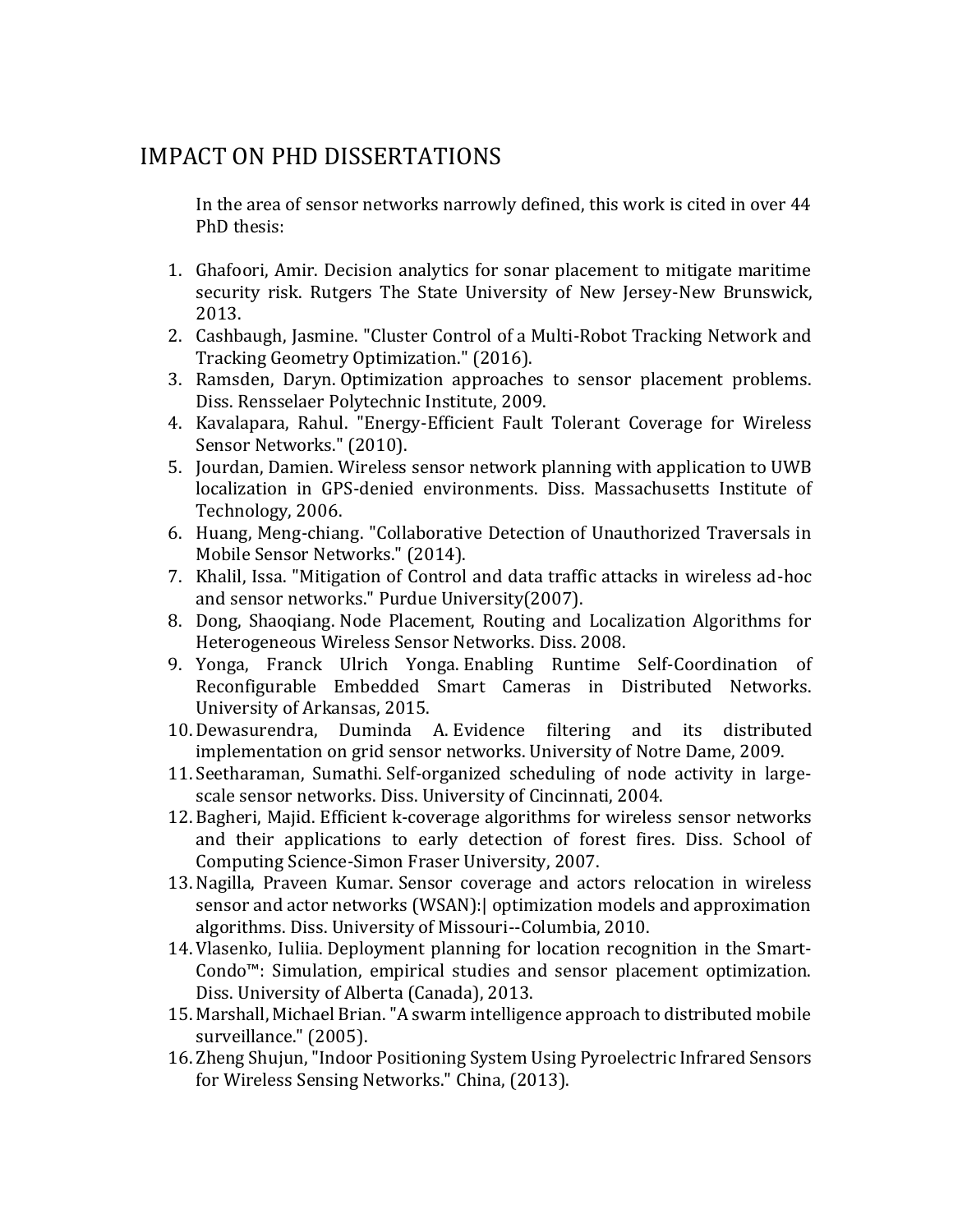# IMPACT ON PHD DISSERTATIONS

In the area of sensor networks narrowly defined, this work is cited in over 44 PhD thesis:

1. Ghafoori, Amir. Decision analytics for sonar placement to mitigate maritime security risk. Rutgers The State University of New Jersey-New Brunswick, 2013.
2. Cashbaugh, Jasmine. "Cluster Control of a Multi-Robot Tracking Network and Tracking Geometry Optimization." (2016).
3. Ramsden, Daryn. Optimization approaches to sensor placement problems. Diss. Rensselaer Polytechnic Institute, 2009.
4. Kavalapara, Rahul. "Energy-Efficient Fault Tolerant Coverage for Wireless Sensor Networks." (2010).
5. Jourdan, Damien. Wireless sensor network planning with application to UWB localization in GPS-denied environments. Diss. Massachusetts Institute of Technology, 2006.
6. Huang, Meng-chiang. "Collaborative Detection of Unauthorized Traversals in Mobile Sensor Networks." (2014).
7. Khalil, Issa. "Mitigation of Control and data traffic attacks in wireless ad-hoc and sensor networks." Purdue University(2007).
8. Dong, Shaoqiang. Node Placement, Routing and Localization Algorithms for Heterogeneous Wireless Sensor Networks. Diss. 2008.
9. Yonga, Franck Ulrich Yonga. Enabling Runtime Self-Coordination of Reconfigurable Embedded Smart Cameras in Distributed Networks. University of Arkansas, 2015.
10. Dewasurendra, Duminda A. Evidence filtering and its distributed implementation on grid sensor networks. University of Notre Dame, 2009.
11. Seetharaman, Sumathi. Self-organized scheduling of node activity in large-scale sensor networks. Diss. University of Cincinnati, 2004.
12. Bagheri, Majid. Efficient k-coverage algorithms for wireless sensor networks and their applications to early detection of forest fires. Diss. School of Computing Science-Simon Fraser University, 2007.
13. Nagilla, Praveen Kumar. Sensor coverage and actors relocation in wireless sensor and actor networks (WSAN):| optimization models and approximation algorithms. Diss. University of Missouri--Columbia, 2010.
14. Vlasenko, Iuliia. Deployment planning for location recognition in the Smart-Condo™: Simulation, empirical studies and sensor placement optimization. Diss. University of Alberta (Canada), 2013.
15. Marshall, Michael Brian. "A swarm intelligence approach to distributed mobile surveillance." (2005).
16. Zheng Shujun, "Indoor Positioning System Using Pyroelectric Infrared Sensors for Wireless Sensing Networks." China, (2013).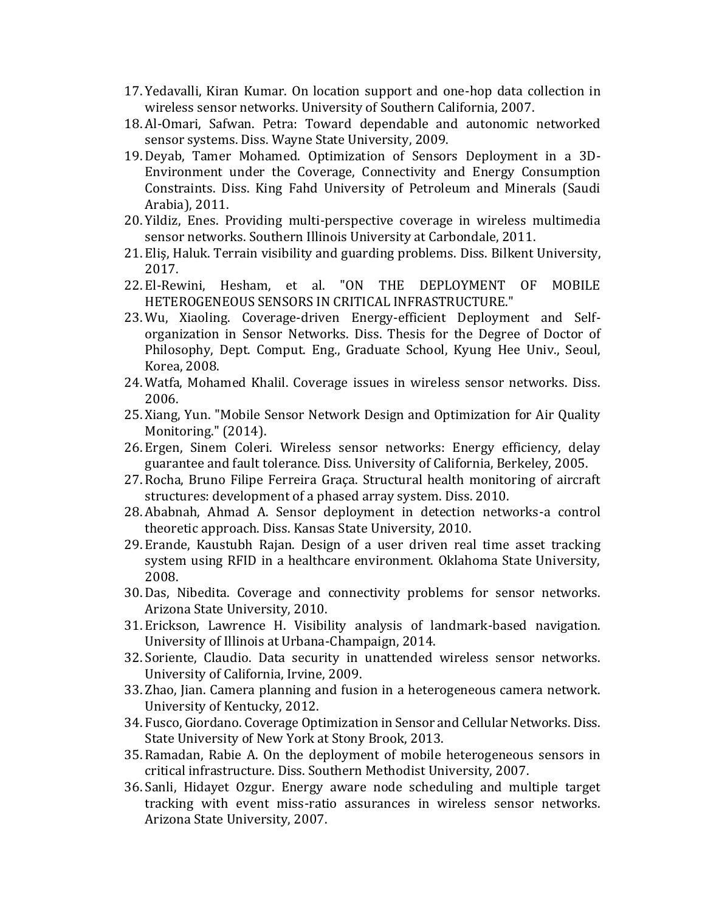17. Yedavalli, Kiran Kumar. On location support and one-hop data collection in wireless sensor networks. University of Southern California, 2007.
18. Al-Omari, Safwan. Petra: Toward dependable and autonomic networked sensor systems. Diss. Wayne State University, 2009.
19. Deyab, Tamer Mohamed. Optimization of Sensors Deployment in a 3D-Environment under the Coverage, Connectivity and Energy Consumption Constraints. Diss. King Fahd University of Petroleum and Minerals (Saudi Arabia), 2011.
20. Yildiz, Enes. Providing multi-perspective coverage in wireless multimedia sensor networks. Southern Illinois University at Carbondale, 2011.
21. Eliş, Haluk. Terrain visibility and guarding problems. Diss. Bilkent University, 2017.
22. El-Rewini, Hesham, et al. "ON THE DEPLOYMENT OF MOBILE HETEROGENEOUS SENSORS IN CRITICAL INFRASTRUCTURE."
23. Wu, Xiaoling. Coverage-driven Energy-efficient Deployment and Self-organization in Sensor Networks. Diss. Thesis for the Degree of Doctor of Philosophy, Dept. Comput. Eng., Graduate School, Kyung Hee Univ., Seoul, Korea, 2008.
24. Watfa, Mohamed Khalil. Coverage issues in wireless sensor networks. Diss. 2006.
25. Xiang, Yun. "Mobile Sensor Network Design and Optimization for Air Quality Monitoring." (2014).
26. Ergen, Sinem Coleri. Wireless sensor networks: Energy efficiency, delay guarantee and fault tolerance. Diss. University of California, Berkeley, 2005.
27. Rocha, Bruno Filipe Ferreira Graça. Structural health monitoring of aircraft structures: development of a phased array system. Diss. 2010.
28. Ababnah, Ahmad A. Sensor deployment in detection networks-a control theoretic approach. Diss. Kansas State University, 2010.
29. Erande, Kaustubh Rajan. Design of a user driven real time asset tracking system using RFID in a healthcare environment. Oklahoma State University, 2008.
30. Das, Nibedita. Coverage and connectivity problems for sensor networks. Arizona State University, 2010.
31. Erickson, Lawrence H. Visibility analysis of landmark-based navigation. University of Illinois at Urbana-Champaign, 2014.
32. Soriente, Claudio. Data security in unattended wireless sensor networks. University of California, Irvine, 2009.
33. Zhao, Jian. Camera planning and fusion in a heterogeneous camera network. University of Kentucky, 2012.
34. Fusco, Giordano. Coverage Optimization in Sensor and Cellular Networks. Diss. State University of New York at Stony Brook, 2013.
35. Ramadan, Rabie A. On the deployment of mobile heterogeneous sensors in critical infrastructure. Diss. Southern Methodist University, 2007.
36. Sanli, Hidayet Ozgur. Energy aware node scheduling and multiple target tracking with event miss-ratio assurances in wireless sensor networks. Arizona State University, 2007.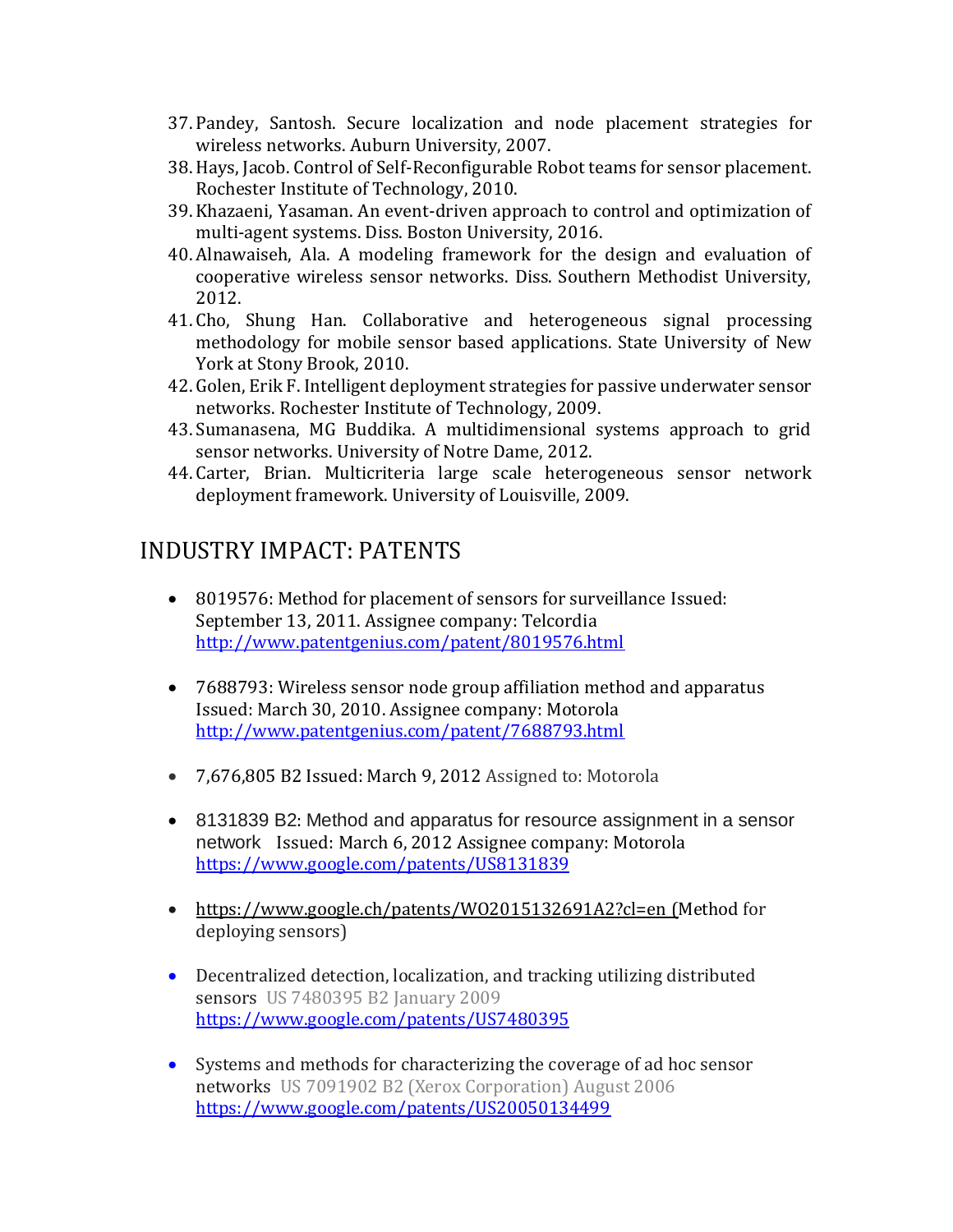37. Pandey, Santosh. Secure localization and node placement strategies for wireless networks. Auburn University, 2007.
38. Hays, Jacob. Control of Self-Reconfigurable Robot teams for sensor placement. Rochester Institute of Technology, 2010.
39. Khazaeni, Yasaman. An event-driven approach to control and optimization of multi-agent systems. Diss. Boston University, 2016.
40. Alnawaiseh, Ala. A modeling framework for the design and evaluation of cooperative wireless sensor networks. Diss. Southern Methodist University, 2012.
41. Cho, Shung Han. Collaborative and heterogeneous signal processing methodology for mobile sensor based applications. State University of New York at Stony Brook, 2010.
42. Golen, Erik F. Intelligent deployment strategies for passive underwater sensor networks. Rochester Institute of Technology, 2009.
43. Sumanasena, MG Buddika. A multidimensional systems approach to grid sensor networks. University of Notre Dame, 2012.
44. Carter, Brian. Multicriteria large scale heterogeneous sensor network deployment framework. University of Louisville, 2009.

## INDUSTRY IMPACT: PATENTS

- 8019576: Method for placement of sensors for surveillance Issued: September 13, 2011. Assignee company: Telcordia http://www.patentgenius.com/patent/8019576.html

- 7688793: Wireless sensor node group affiliation method and apparatus Issued: March 30, 2010. Assignee company: Motorola http://www.patentgenius.com/patent/7688793.html

- 7,676,805 B2 Issued: March 9, 2012 Assigned to: Motorola

- 8131839 B2: Method and apparatus for resource assignment in a sensor network Issued: March 6, 2012 Assignee company: Motorola https://www.google.com/patents/US8131839

- https://www.google.ch/patents/WO2015132691A2?cl=en (Method for deploying sensors)

- Decentralized detection, localization, and tracking utilizing distributed sensors US 7480395 B2 January 2009 https://www.google.com/patents/US7480395

- Systems and methods for characterizing the coverage of ad hoc sensor networks US 7091902 B2 (Xerox Corporation) August 2006 https://www.google.com/patents/US20050134499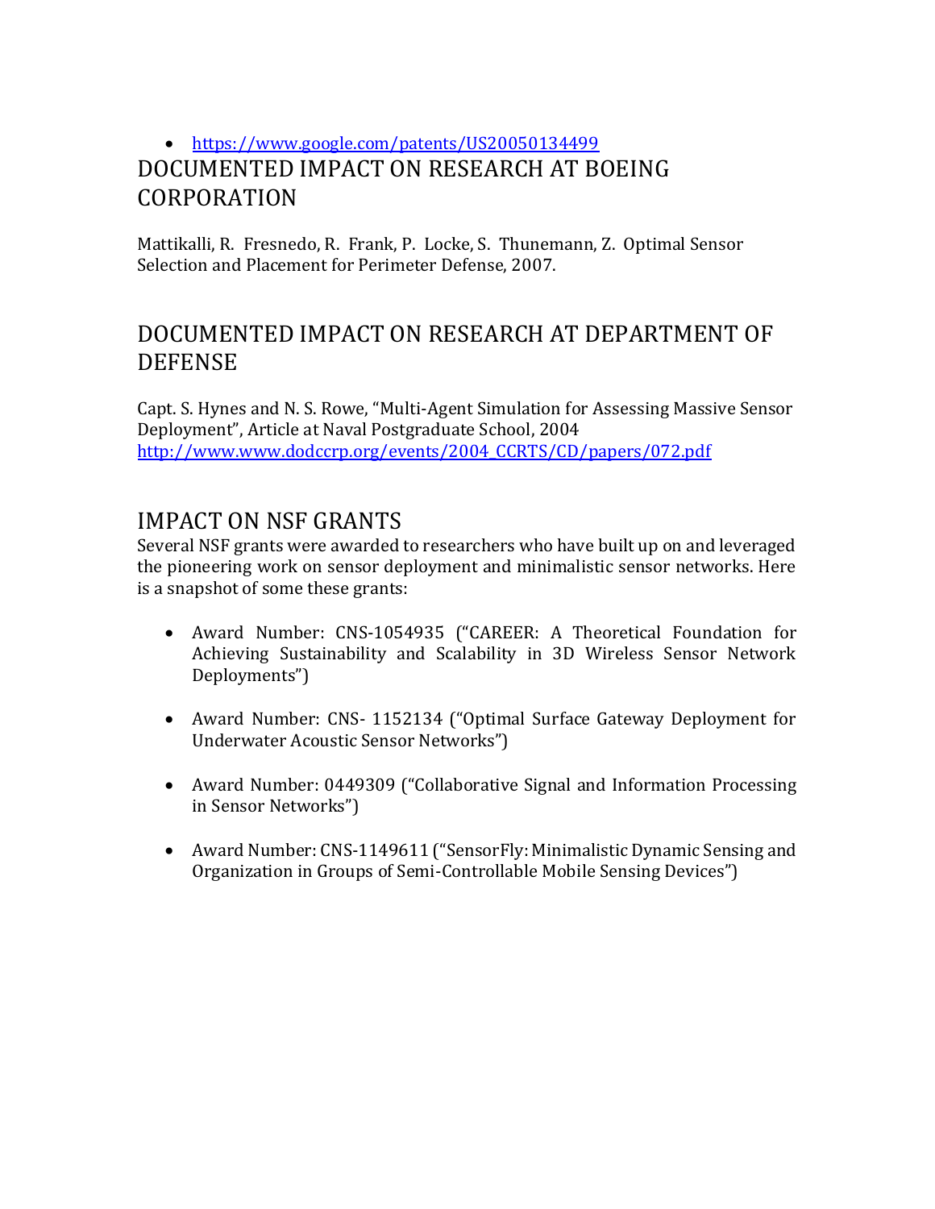- https://www.google.com/patents/US20050134499

## DOCUMENTED IMPACT ON RESEARCH AT BOEING CORPORATION

Mattikalli, R. Fresnedo, R. Frank, P. Locke, S. Thunemann, Z. Optimal Sensor Selection and Placement for Perimeter Defense, 2007.

## DOCUMENTED IMPACT ON RESEARCH AT DEPARTMENT OF DEFENSE

Capt. S. Hynes and N. S. Rowe, "Multi-Agent Simulation for Assessing Massive Sensor Deployment", Article at Naval Postgraduate School, 2004 http://www.www.dodccrp.org/events/2004_CCRTS/CD/papers/072.pdf

## IMPACT ON NSF GRANTS

Several NSF grants were awarded to researchers who have built up on and leveraged the pioneering work on sensor deployment and minimalistic sensor networks. Here is a snapshot of some these grants:

- Award Number: CNS-1054935 ("CAREER: A Theoretical Foundation for Achieving Sustainability and Scalability in 3D Wireless Sensor Network Deployments")

- Award Number: CNS- 1152134 ("Optimal Surface Gateway Deployment for Underwater Acoustic Sensor Networks")

- Award Number: 0449309 ("Collaborative Signal and Information Processing in Sensor Networks")

- Award Number: CNS-1149611 ("SensorFly: Minimalistic Dynamic Sensing and Organization in Groups of Semi-Controllable Mobile Sensing Devices")